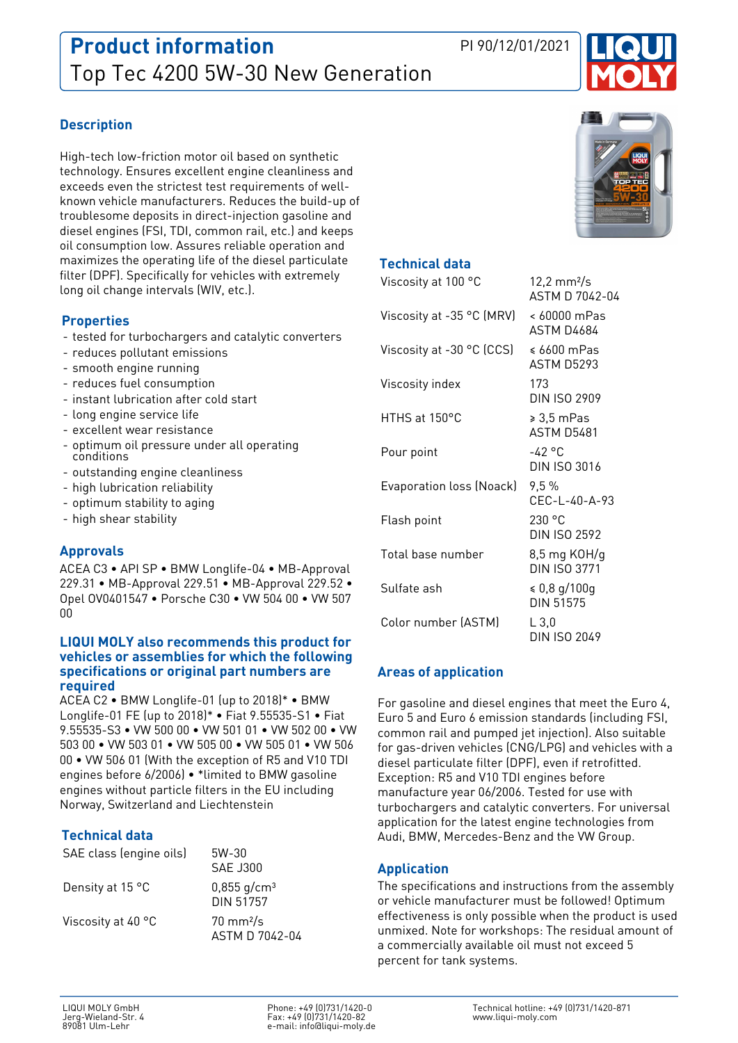# Product information

## Top Tec 4200 5W-30 New Generation

PI 90/12/01/2021

### Description

High-tech low-friction motor oil based on synthetic technology. Ensures excellent engine cleanliness and exceeds even the strictest test requirements of well-known vehicle manufacturers. Reduces the build-up of troublesome deposits in direct-injection gasoline and diesel engines (FSI, TDI, common rail, etc.) and keeps oil consumption low. Assures reliable operation and maximizes the operating life of the diesel particulate filter (DPF). Specifically for vehicles with extremely long oil change intervals (WIV, etc.).

### Properties

- tested for turbochargers and catalytic converters
- reduces pollutant emissions
- smooth engine running
- reduces fuel consumption
- instant lubrication after cold start
- long engine service life
- excellent wear resistance
- optimum oil pressure under all operating conditions
- outstanding engine cleanliness
- high lubrication reliability
- optimum stability to aging
- high shear stability

### Approvals

ACEA C3 • API SP • BMW Longlife-04 • MB-Approval 229.31 • MB-Approval 229.51 • MB-Approval 229.52 • Opel OV0401547 • Porsche C30 • VW 504 00 • VW 507 00

### LIQUI MOLY also recommends this product for vehicles or assemblies for which the following specifications or original part numbers are required

ACEA C2 • BMW Longlife-01 (up to 2018)* • BMW Longlife-01 FE (up to 2018)* • Fiat 9.55535-S1 • Fiat 9.55535-S3 • VW 500 00 • VW 501 01 • VW 502 00 • VW 503 00 • VW 503 01 • VW 505 00 • VW 505 01 • VW 506 00 • VW 506 01 (With the exception of R5 and V10 TDI engines before 6/2006) • *limited to BMW gasoline engines without particle filters in the EU including Norway, Switzerland and Liechtenstein

### Technical data

| Property | Value |
|---|---|
| SAE class (engine oils) | 5W-30<br>SAE J300 |
| Density at 15 °C | 0,855 g/cm³<br>DIN 51757 |
| Viscosity at 40 °C | 70 mm²/s<br>ASTM D 7042-04 |
| Viscosity at 100 °C | 12,2 mm²/s<br>ASTM D 7042-04 |
| Viscosity at -35 °C (MRV) | < 60000 mPas<br>ASTM D4684 |
| Viscosity at -30 °C (CCS) | ≤ 6600 mPas<br>ASTM D5293 |
| Viscosity index | 173<br>DIN ISO 2909 |
| HTHS at 150°C | ≥ 3,5 mPas<br>ASTM D5481 |
| Pour point | -42 °C<br>DIN ISO 3016 |
| Evaporation loss (Noack) | 9,5 %<br>CEC-L-40-A-93 |
| Flash point | 230 °C<br>DIN ISO 2592 |
| Total base number | 8,5 mg KOH/g<br>DIN ISO 3771 |
| Sulfate ash | ≤ 0,8 g/100g<br>DIN 51575 |
| Color number (ASTM) | L 3,0<br>DIN ISO 2049 |

### Areas of application

For gasoline and diesel engines that meet the Euro 4, Euro 5 and Euro 6 emission standards (including FSI, common rail and pumped jet injection). Also suitable for gas-driven vehicles (CNG/LPG) and vehicles with a diesel particulate filter (DPF), even if retrofitted. Exception: R5 and V10 TDI engines before manufacture year 06/2006. Tested for use with turbochargers and catalytic converters. For universal application for the latest engine technologies from Audi, BMW, Mercedes-Benz and the VW Group.

### Application

The specifications and instructions from the assembly or vehicle manufacturer must be followed! Optimum effectiveness is only possible when the product is used unmixed. Note for workshops: The residual amount of a commercially available oil must not exceed 5 percent for tank systems.

LIQUI MOLY GmbH
Jerg-Wieland-Str. 4
89081 Ulm-Lehr

Phone: +49 (0)731/1420-0
Fax: +49 (0)731/1420-82
e-mail: info@liqui-moly.de

Technical hotline: +49 (0)731/1420-871
www.liqui-moly.com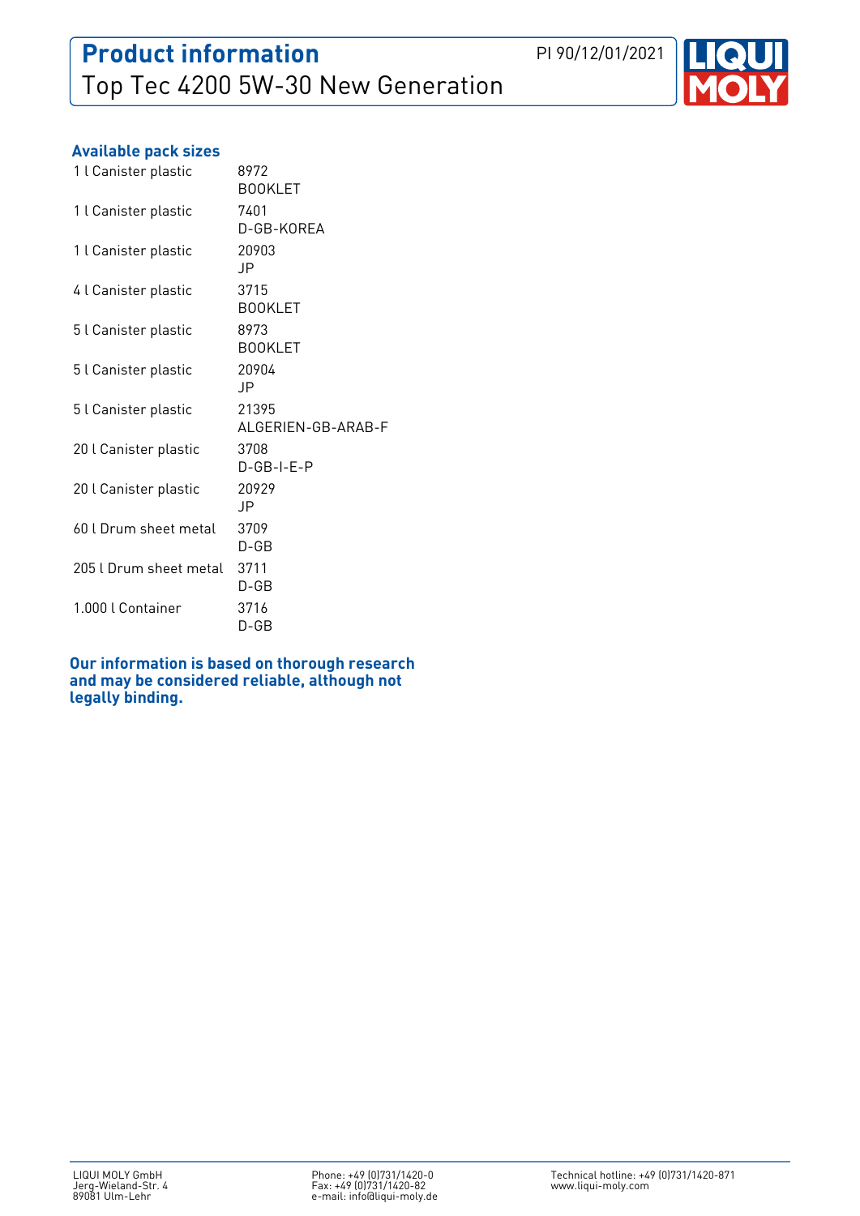## Available pack sizes

| | |
|---|---|
| 1 l Canister plastic | 8972<br>BOOKLET |
| 1 l Canister plastic | 7401<br>D-GB-KOREA |
| 1 l Canister plastic | 20903<br>JP |
| 4 l Canister plastic | 3715<br>BOOKLET |
| 5 l Canister plastic | 8973<br>BOOKLET |
| 5 l Canister plastic | 20904<br>JP |
| 5 l Canister plastic | 21395<br>ALGERIEN-GB-ARAB-F |
| 20 l Canister plastic | 3708<br>D-GB-I-E-P |
| 20 l Canister plastic | 20929<br>JP |
| 60 l Drum sheet metal | 3709<br>D-GB |
| 205 l Drum sheet metal | 3711<br>D-GB |
| 1.000 l Container | 3716<br>D-GB |

**Our information is based on thorough research and may be considered reliable, although not legally binding.**

LIQUI MOLY GmbH
Jerg-Wieland-Str. 4
89081 Ulm-Lehr

Phone: +49 (0)731/1420-0
Fax: +49 (0)731/1420-82
e-mail: info@liqui-moly.de

Technical hotline: +49 (0)731/1420-871
www.liqui-moly.com